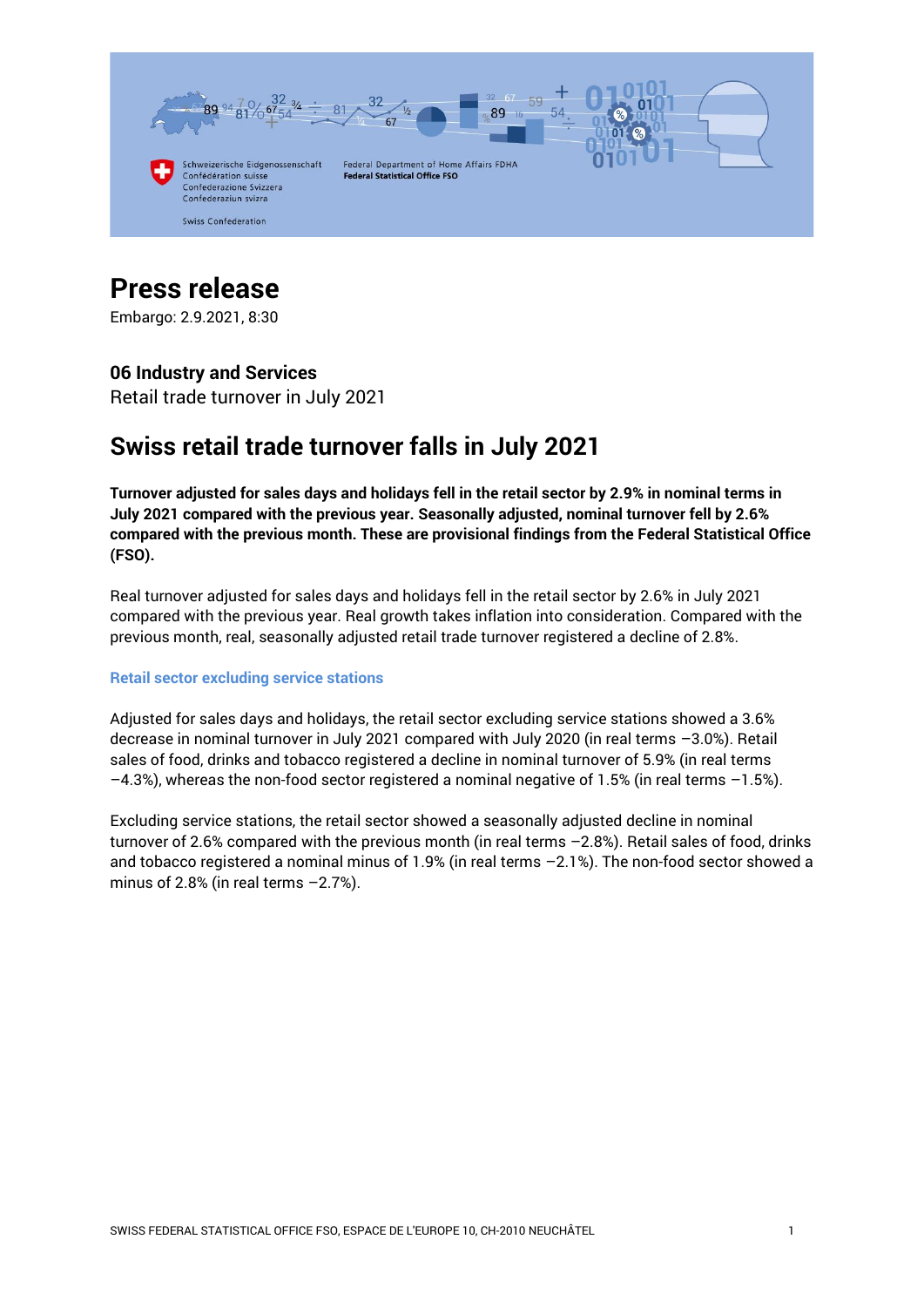# Press release

Embargo: 2.9.2021, 8:30

### 06 Industry and Services

Retail trade turnover in July 2021

## Swiss retail trade turnover falls in July 2021

**Turnover adjusted for sales days and holidays fell in the retail sector by 2.9% in nominal terms in July 2021 compared with the previous year. Seasonally adjusted, nominal turnover fell by 2.6% compared with the previous month. These are provisional findings from the Federal Statistical Office (FSO).**

Real turnover adjusted for sales days and holidays fell in the retail sector by 2.6% in July 2021 compared with the previous year. Real growth takes inflation into consideration. Compared with the previous month, real, seasonally adjusted retail trade turnover registered a decline of 2.8%.

#### Retail sector excluding service stations

Adjusted for sales days and holidays, the retail sector excluding service stations showed a 3.6% decrease in nominal turnover in July 2021 compared with July 2020 (in real terms –3.0%). Retail sales of food, drinks and tobacco registered a decline in nominal turnover of 5.9% (in real terms –4.3%), whereas the non-food sector registered a nominal negative of 1.5% (in real terms –1.5%).

Excluding service stations, the retail sector showed a seasonally adjusted decline in nominal turnover of 2.6% compared with the previous month (in real terms –2.8%). Retail sales of food, drinks and tobacco registered a nominal minus of 1.9% (in real terms –2.1%). The non-food sector showed a minus of 2.8% (in real terms –2.7%).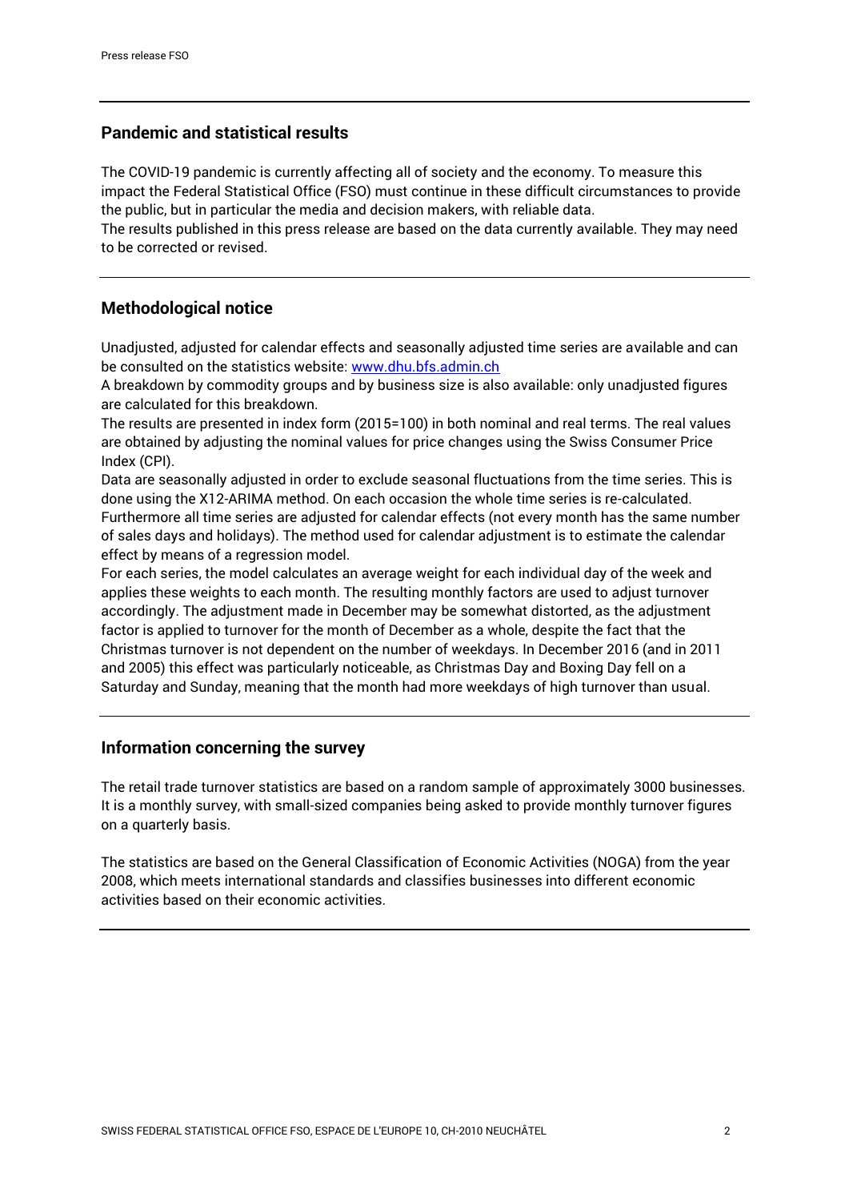## Pandemic and statistical results

The COVID-19 pandemic is currently affecting all of society and the economy. To measure this impact the Federal Statistical Office (FSO) must continue in these difficult circumstances to provide the public, but in particular the media and decision makers, with reliable data.
The results published in this press release are based on the data currently available. They may need to be corrected or revised.

## Methodological notice

Unadjusted, adjusted for calendar effects and seasonally adjusted time series are available and can be consulted on the statistics website: [www.dhu.bfs.admin.ch](http://www.dhu.bfs.admin.ch)
A breakdown by commodity groups and by business size is also available: only unadjusted figures are calculated for this breakdown.
The results are presented in index form (2015=100) in both nominal and real terms. The real values are obtained by adjusting the nominal values for price changes using the Swiss Consumer Price Index (CPI).
Data are seasonally adjusted in order to exclude seasonal fluctuations from the time series. This is done using the X12-ARIMA method. On each occasion the whole time series is re-calculated.
Furthermore all time series are adjusted for calendar effects (not every month has the same number of sales days and holidays). The method used for calendar adjustment is to estimate the calendar effect by means of a regression model.
For each series, the model calculates an average weight for each individual day of the week and applies these weights to each month. The resulting monthly factors are used to adjust turnover accordingly. The adjustment made in December may be somewhat distorted, as the adjustment factor is applied to turnover for the month of December as a whole, despite the fact that the Christmas turnover is not dependent on the number of weekdays. In December 2016 (and in 2011 and 2005) this effect was particularly noticeable, as Christmas Day and Boxing Day fell on a Saturday and Sunday, meaning that the month had more weekdays of high turnover than usual.

## Information concerning the survey

The retail trade turnover statistics are based on a random sample of approximately 3000 businesses. It is a monthly survey, with small-sized companies being asked to provide monthly turnover figures on a quarterly basis.

The statistics are based on the General Classification of Economic Activities (NOGA) from the year 2008, which meets international standards and classifies businesses into different economic activities based on their economic activities.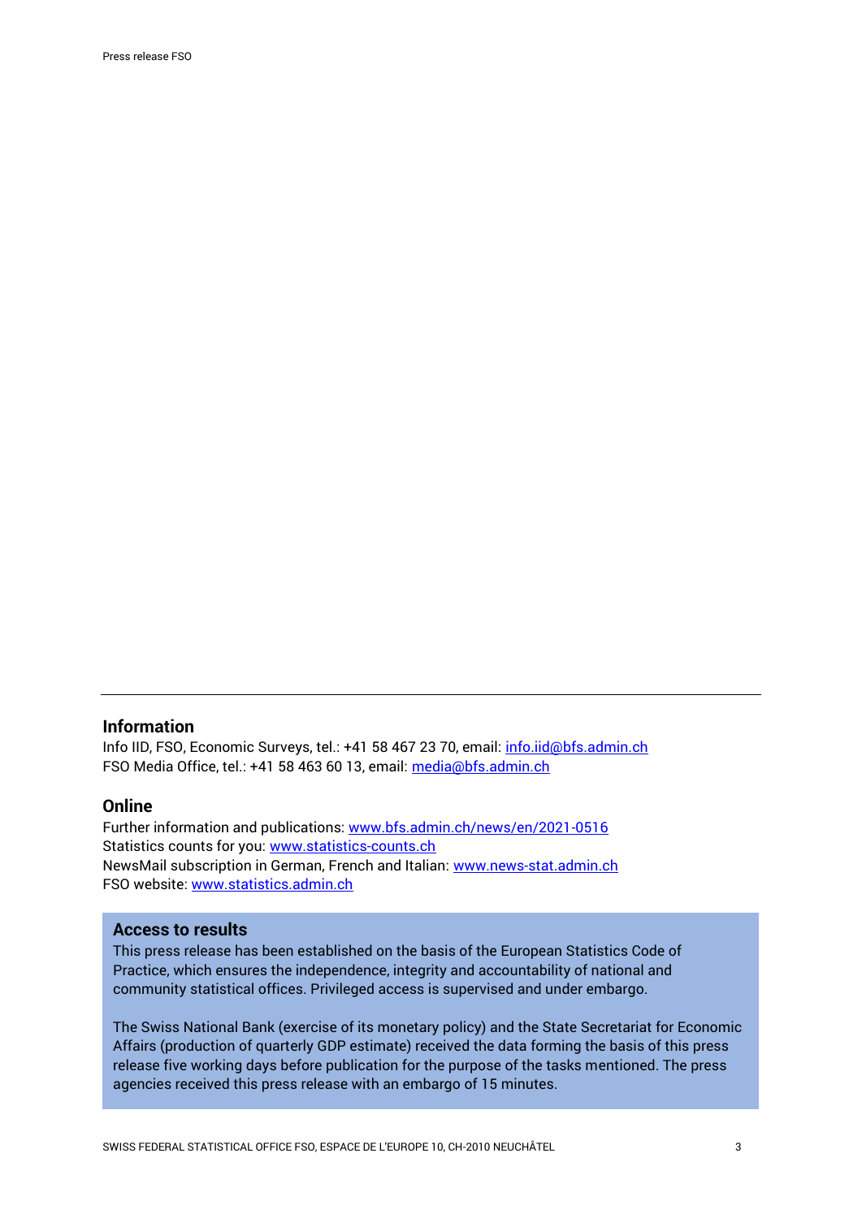## Information

Info IID, FSO, Economic Surveys, tel.: +41 58 467 23 70, email: info.iid@bfs.admin.ch
FSO Media Office, tel.: +41 58 463 60 13, email: media@bfs.admin.ch

## Online

Further information and publications: www.bfs.admin.ch/news/en/2021-0516
Statistics counts for you: www.statistics-counts.ch
NewsMail subscription in German, French and Italian: www.news-stat.admin.ch
FSO website: www.statistics.admin.ch

## Access to results

This press release has been established on the basis of the European Statistics Code of Practice, which ensures the independence, integrity and accountability of national and community statistical offices. Privileged access is supervised and under embargo.

The Swiss National Bank (exercise of its monetary policy) and the State Secretariat for Economic Affairs (production of quarterly GDP estimate) received the data forming the basis of this press release five working days before publication for the purpose of the tasks mentioned. The press agencies received this press release with an embargo of 15 minutes.